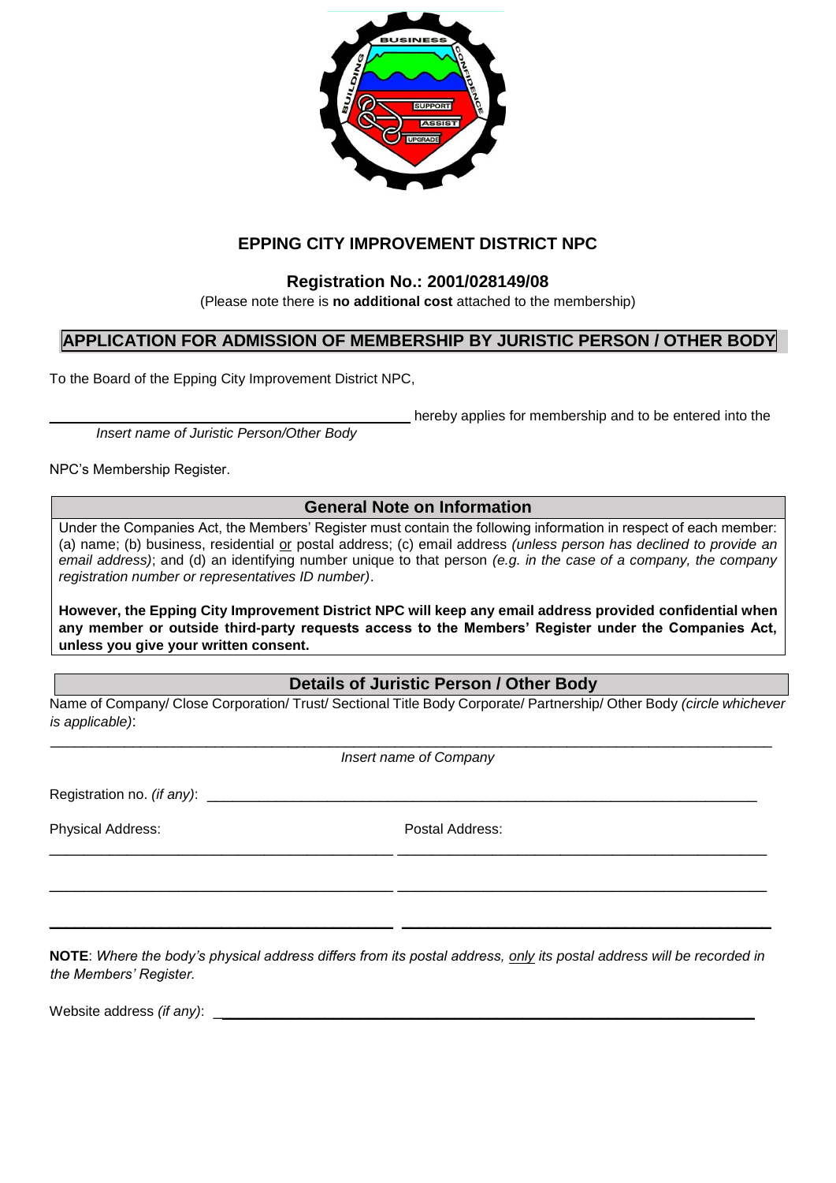# EPPING CITY IMPROVEMENT DISTRICT NPC

## Registration No.: 2001/028149/08

(Please note there is **no additional cost** attached to the membership)

## APPLICATION FOR ADMISSION OF MEMBERSHIP BY JURISTIC PERSON / OTHER BODY

To the Board of the Epping City Improvement District NPC,

_____________________________________________ hereby applies for membership and to be entered into the
*Insert name of Juristic Person/Other Body*

NPC's Membership Register.

### General Note on Information

Under the Companies Act, the Members' Register must contain the following information in respect of each member: (a) name; (b) business, residential or postal address; (c) email address *(unless person has declined to provide an email address)*; and (d) an identifying number unique to that person *(e.g. in the case of a company, the company registration number or representatives ID number)*.

**However, the Epping City Improvement District NPC will keep any email address provided confidential when any member or outside third-party requests access to the Members' Register under the Companies Act, unless you give your written consent.**

### Details of Juristic Person / Other Body

Name of Company/ Close Corporation/ Trust/ Sectional Title Body Corporate/ Partnership/ Other Body *(circle whichever is applicable)*:

_____________________________________________________________________________________________
*Insert name of Company*

Registration no. *(if any)*: ______________________________________________________________________

Physical Address: Postal Address:

___________________________________________ ______________________________________________

___________________________________________ ______________________________________________

___________________________________________ ______________________________________________

**NOTE**: *Where the body's physical address differs from its postal address, only its postal address will be recorded in the Members' Register.*

Website address *(if any)*: ____________________________________________________________________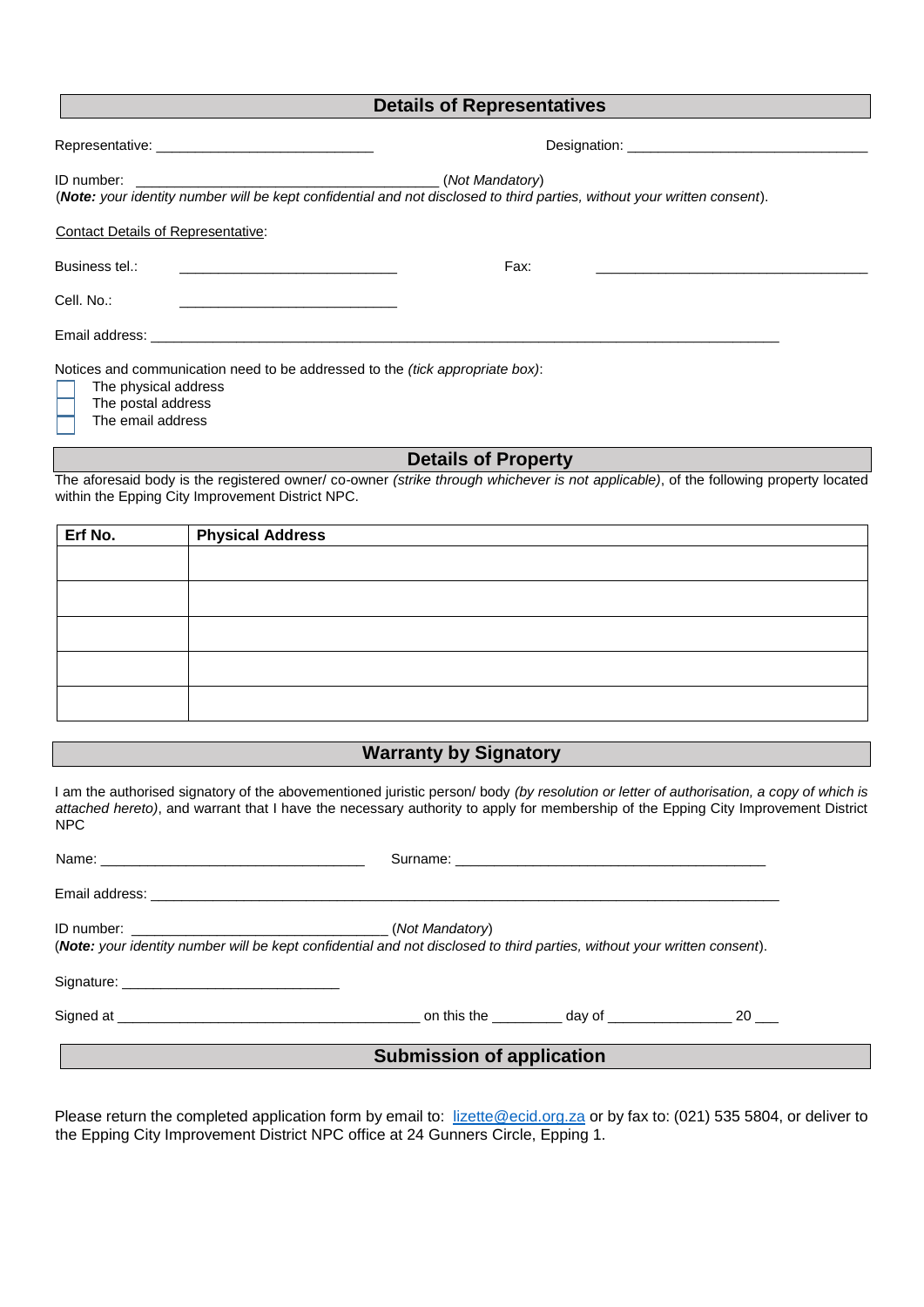## Details of Representatives

Representative: ____________________________ Designation: ________________________________

ID number: ________________________________________ (*Not Mandatory*)
(***Note:*** *your identity number will be kept confidential and not disclosed to third parties, without your written consent*).

Contact Details of Representative:

Business tel.: ____________________________ Fax: ____________________________________

Cell. No.: ____________________________

Email address: ____________________________________________________________________________________

Notices and communication need to be addressed to the *(tick appropriate box)*:

- ☐ The physical address
- ☐ The postal address
- ☐ The email address

## Details of Property

The aforesaid body is the registered owner/ co-owner *(strike through whichever is not applicable)*, of the following property located within the Epping City Improvement District NPC.

| Erf No. | Physical Address |
|---|---|
| | |
| | |
| | |
| | |
| | |

## Warranty by Signatory

I am the authorised signatory of the abovementioned juristic person/ body *(by resolution or letter of authorisation, a copy of which is attached hereto)*, and warrant that I have the necessary authority to apply for membership of the Epping City Improvement District NPC

Name: __________________________________ Surname: ________________________________________

Email address: ____________________________________________________________________________________

ID number: ________________________________ (*Not Mandatory*)
(***Note:*** *your identity number will be kept confidential and not disclosed to third parties, without your written consent*).

Signature: ____________________________

Signed at ______________________________________ on this the _________ day of ________________ 20 ___

## Submission of application

Please return the completed application form by email to: lizette@ecid.org.za or by fax to: (021) 535 5804, or deliver to the Epping City Improvement District NPC office at 24 Gunners Circle, Epping 1.